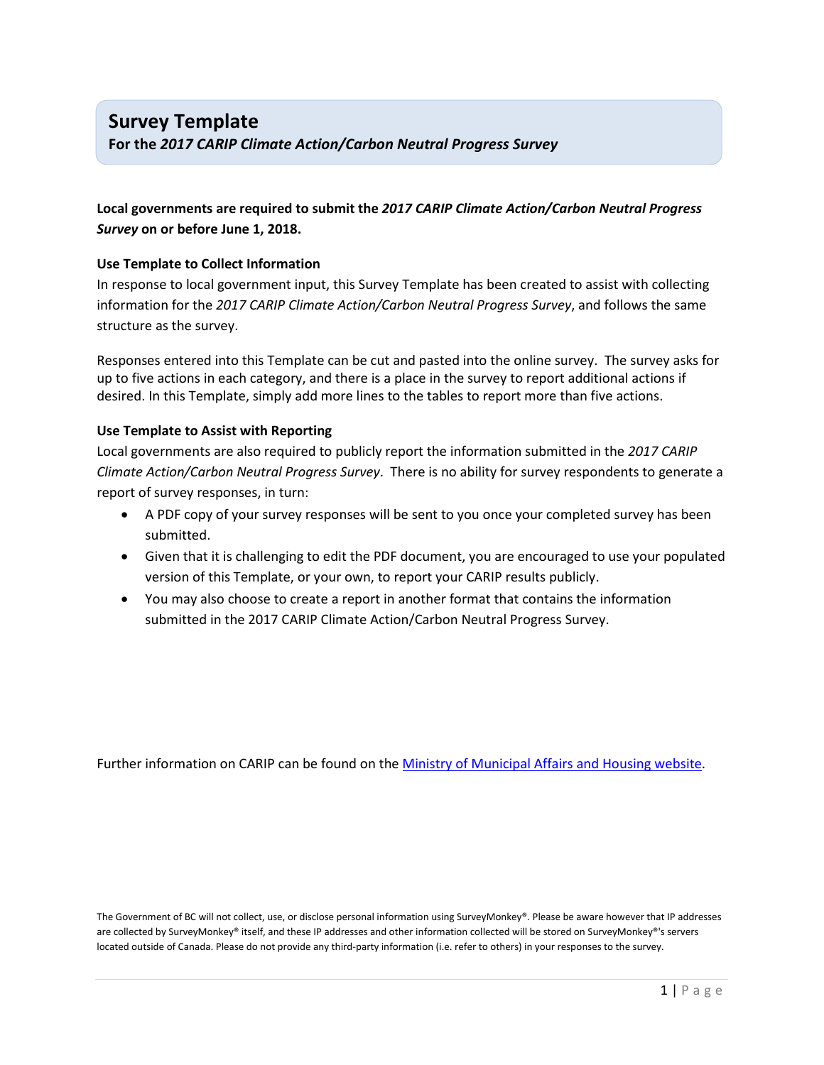# Survey Template

**For the *2017 CARIP Climate Action/Carbon Neutral Progress Survey***

**Local governments are required to submit the *2017 CARIP Climate Action/Carbon Neutral Progress Survey* on or before June 1, 2018.**

### Use Template to Collect Information

In response to local government input, this Survey Template has been created to assist with collecting information for the *2017 CARIP Climate Action/Carbon Neutral Progress Survey*, and follows the same structure as the survey.

Responses entered into this Template can be cut and pasted into the online survey. The survey asks for up to five actions in each category, and there is a place in the survey to report additional actions if desired. In this Template, simply add more lines to the tables to report more than five actions.

### Use Template to Assist with Reporting

Local governments are also required to publicly report the information submitted in the *2017 CARIP Climate Action/Carbon Neutral Progress Survey*. There is no ability for survey respondents to generate a report of survey responses, in turn:

- A PDF copy of your survey responses will be sent to you once your completed survey has been submitted.
- Given that it is challenging to edit the PDF document, you are encouraged to use your populated version of this Template, or your own, to report your CARIP results publicly.
- You may also choose to create a report in another format that contains the information submitted in the 2017 CARIP Climate Action/Carbon Neutral Progress Survey.

Further information on CARIP can be found on the Ministry of Municipal Affairs and Housing website.

The Government of BC will not collect, use, or disclose personal information using SurveyMonkey®. Please be aware however that IP addresses are collected by SurveyMonkey® itself, and these IP addresses and other information collected will be stored on SurveyMonkey®'s servers located outside of Canada. Please do not provide any third-party information (i.e. refer to others) in your responses to the survey.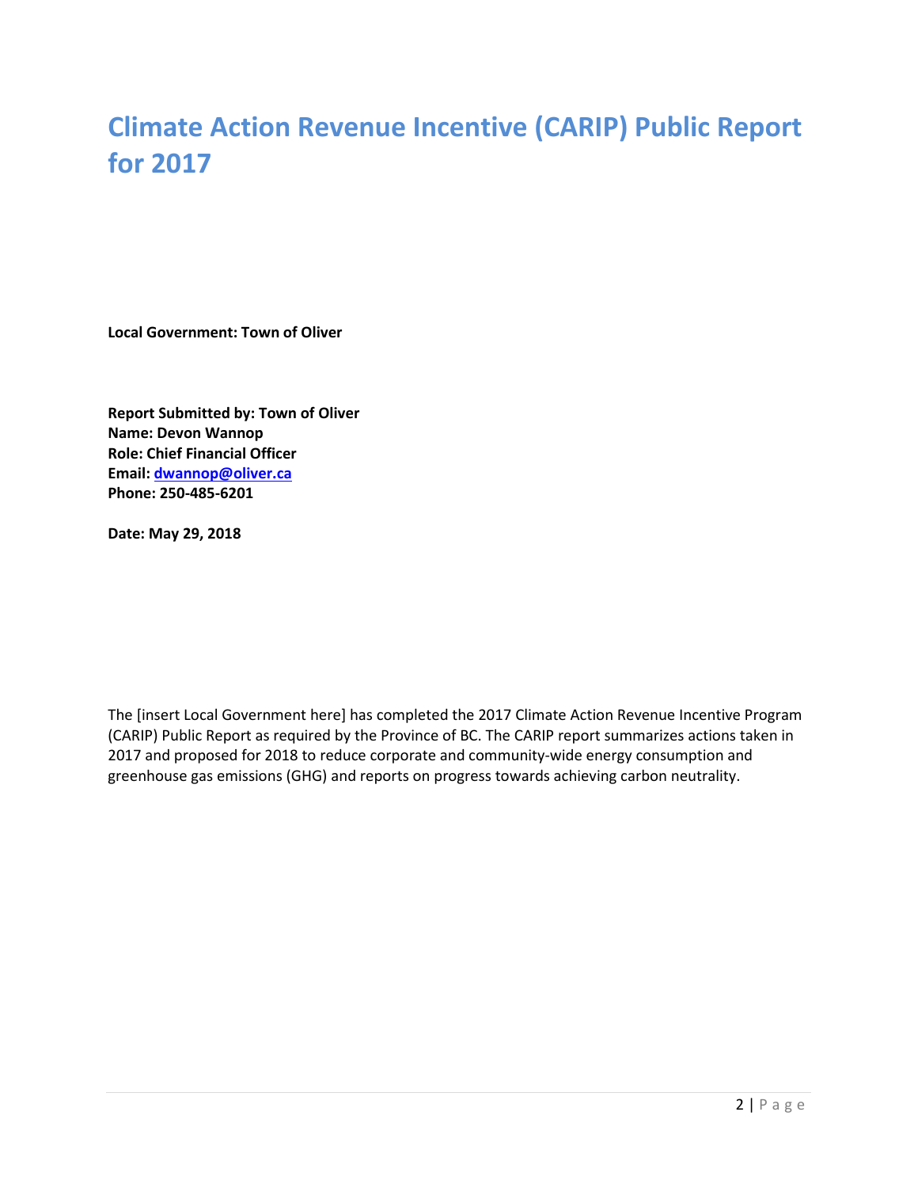# Climate Action Revenue Incentive (CARIP) Public Report for 2017

**Local Government: Town of Oliver**

**Report Submitted by: Town of Oliver**
**Name: Devon Wannop**
**Role: Chief Financial Officer**
**Email: dwannop@oliver.ca**
**Phone: 250-485-6201**

**Date: May 29, 2018**

The [insert Local Government here] has completed the 2017 Climate Action Revenue Incentive Program (CARIP) Public Report as required by the Province of BC. The CARIP report summarizes actions taken in 2017 and proposed for 2018 to reduce corporate and community-wide energy consumption and greenhouse gas emissions (GHG) and reports on progress towards achieving carbon neutrality.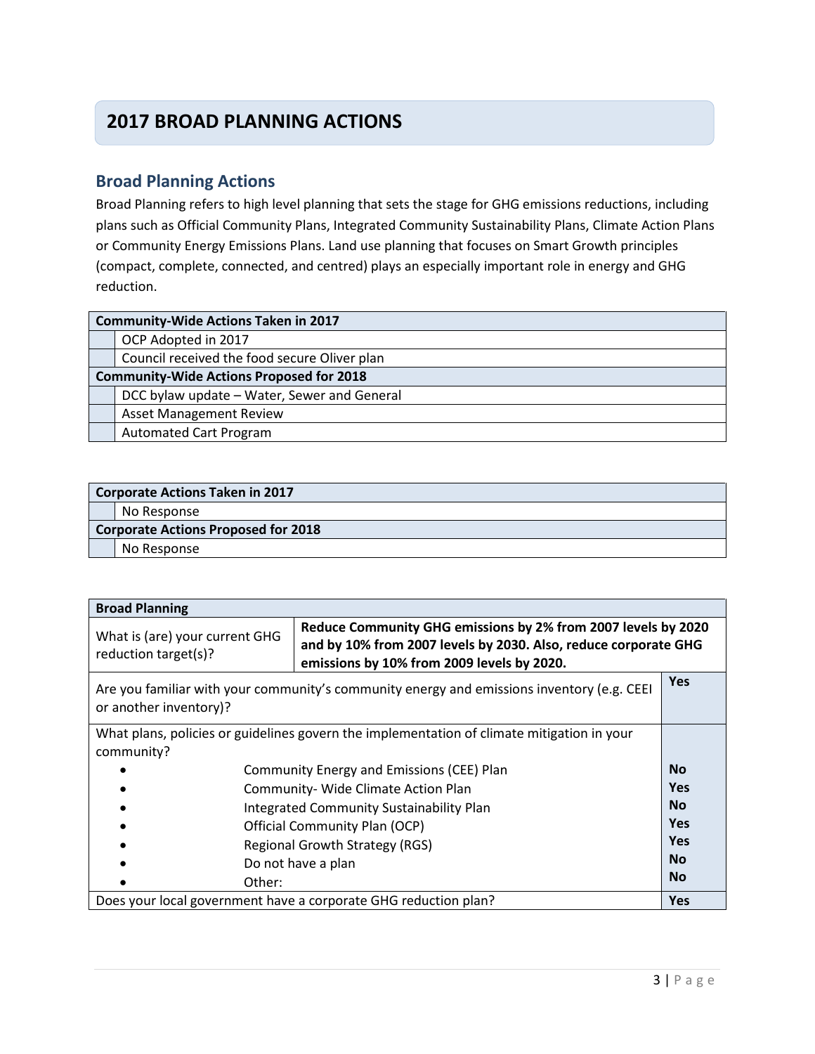# 2017 BROAD PLANNING ACTIONS

## Broad Planning Actions

Broad Planning refers to high level planning that sets the stage for GHG emissions reductions, including plans such as Official Community Plans, Integrated Community Sustainability Plans, Climate Action Plans or Community Energy Emissions Plans. Land use planning that focuses on Smart Growth principles (compact, complete, connected, and centred) plays an especially important role in energy and GHG reduction.

| | **Community-Wide Actions Taken in 2017** |
|---|---|
| | OCP Adopted in 2017 |
| | Council received the food secure Oliver plan |
| | **Community-Wide Actions Proposed for 2018** |
| | DCC bylaw update – Water, Sewer and General |
| | Asset Management Review |
| | Automated Cart Program |

| | **Corporate Actions Taken in 2017** |
|---|---|
| | No Response |
| | **Corporate Actions Proposed for 2018** |
| | No Response |

| **Broad Planning** | | |
|---|---|---|
| What is (are) your current GHG reduction target(s)? | **Reduce Community GHG emissions by 2% from 2007 levels by 2020 and by 10% from 2007 levels by 2030. Also, reduce corporate GHG emissions by 10% from 2009 levels by 2020.** | |
| Are you familiar with your community's community energy and emissions inventory (e.g. CEEI or another inventory)? | | **Yes** |
| What plans, policies or guidelines govern the implementation of climate mitigation in your community? | | |
| • Community Energy and Emissions (CEE) Plan | | **No** |
| • Community- Wide Climate Action Plan | | **Yes** |
| • Integrated Community Sustainability Plan | | **No** |
| • Official Community Plan (OCP) | | **Yes** |
| • Regional Growth Strategy (RGS) | | **Yes** |
| • Do not have a plan | | **No** |
| • Other: | | **No** |
| Does your local government have a corporate GHG reduction plan? | | **Yes** |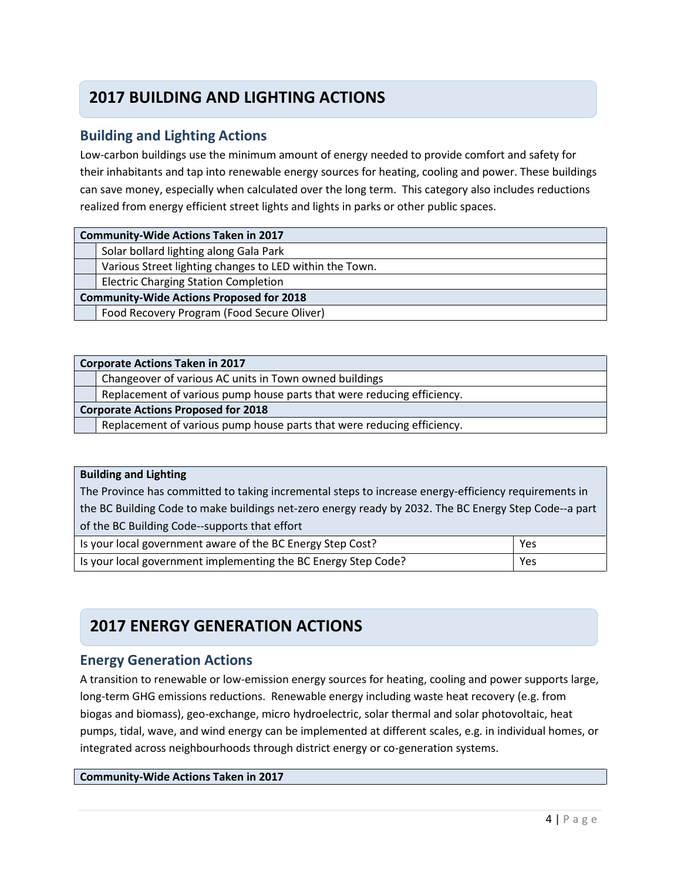## 2017 BUILDING AND LIGHTING ACTIONS

### Building and Lighting Actions

Low-carbon buildings use the minimum amount of energy needed to provide comfort and safety for their inhabitants and tap into renewable energy sources for heating, cooling and power. These buildings can save money, especially when calculated over the long term. This category also includes reductions realized from energy efficient street lights and lights in parks or other public spaces.

| **Community-Wide Actions Taken in 2017** | |
|---|---|
| | Solar bollard lighting along Gala Park |
| | Various Street lighting changes to LED within the Town. |
| | Electric Charging Station Completion |
| **Community-Wide Actions Proposed for 2018** | |
| | Food Recovery Program (Food Secure Oliver) |

| **Corporate Actions Taken in 2017** | |
|---|---|
| | Changeover of various AC units in Town owned buildings |
| | Replacement of various pump house parts that were reducing efficiency. |
| **Corporate Actions Proposed for 2018** | |
| | Replacement of various pump house parts that were reducing efficiency. |

| **Building and Lighting** The Province has committed to taking incremental steps to increase energy-efficiency requirements in the BC Building Code to make buildings net-zero energy ready by 2032. The BC Energy Step Code--a part of the BC Building Code--supports that effort | |
|---|---|
| Is your local government aware of the BC Energy Step Cost? | Yes |
| Is your local government implementing the BC Energy Step Code? | Yes |

## 2017 ENERGY GENERATION ACTIONS

### Energy Generation Actions

A transition to renewable or low-emission energy sources for heating, cooling and power supports large, long-term GHG emissions reductions. Renewable energy including waste heat recovery (e.g. from biogas and biomass), geo-exchange, micro hydroelectric, solar thermal and solar photovoltaic, heat pumps, tidal, wave, and wind energy can be implemented at different scales, e.g. in individual homes, or integrated across neighbourhoods through district energy or co-generation systems.

| **Community-Wide Actions Taken in 2017** |
|---|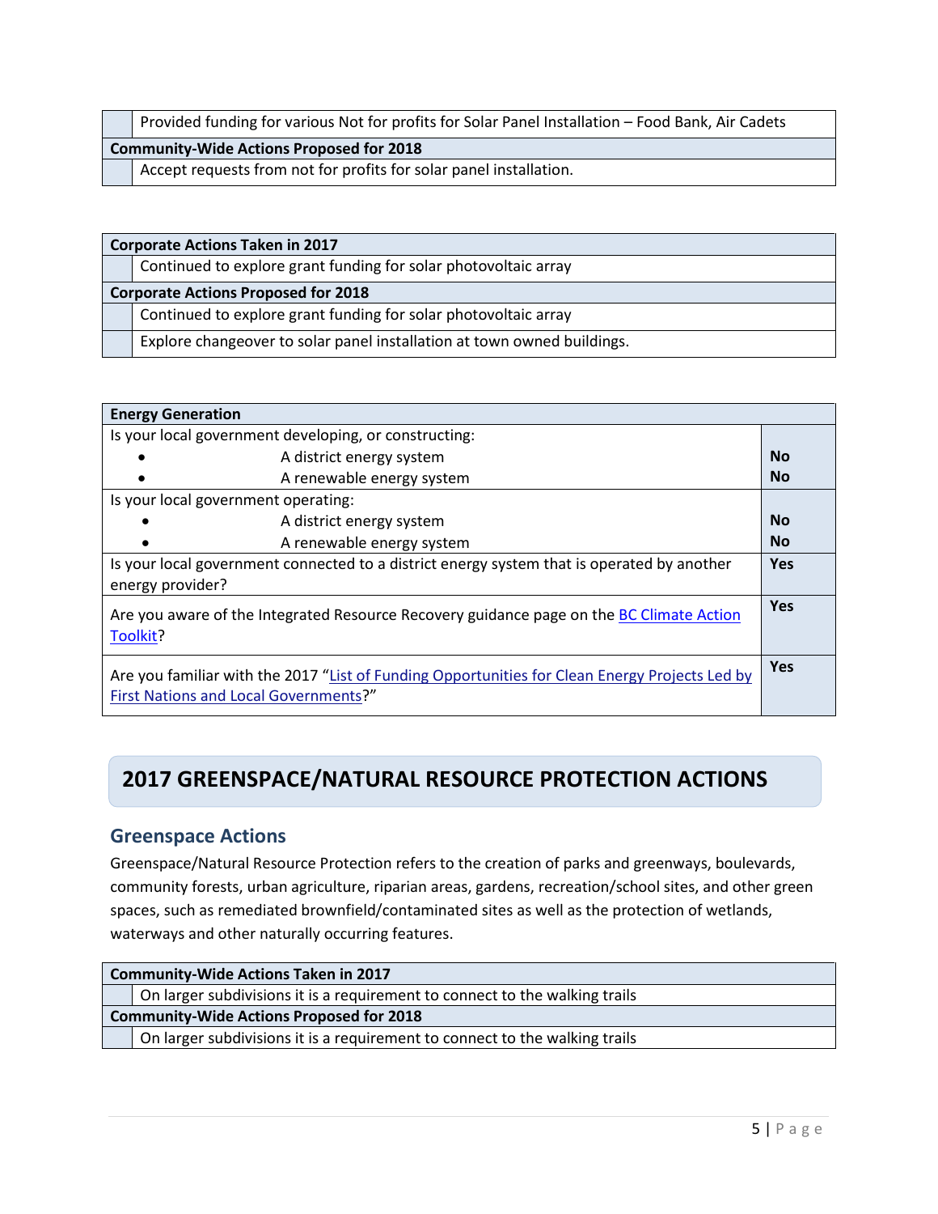| | |
|---|---|
| | Provided funding for various Not for profits for Solar Panel Installation – Food Bank, Air Cadets |
| **Community-Wide Actions Proposed for 2018** | |
| | Accept requests from not for profits for solar panel installation. |

| **Corporate Actions Taken in 2017** | |
|---|---|
| | Continued to explore grant funding for solar photovoltaic array |
| **Corporate Actions Proposed for 2018** | |
| | Continued to explore grant funding for solar photovoltaic array |
| | Explore changeover to solar panel installation at town owned buildings. |

| **Energy Generation** | |
|---|---|
| Is your local government developing, or constructing: | |
| • A district energy system | **No** |
| • A renewable energy system | **No** |
| Is your local government operating: | |
| • A district energy system | **No** |
| • A renewable energy system | **No** |
| Is your local government connected to a district energy system that is operated by another energy provider? | **Yes** |
| Are you aware of the Integrated Resource Recovery guidance page on the BC Climate Action Toolkit? | **Yes** |
| Are you familiar with the 2017 "List of Funding Opportunities for Clean Energy Projects Led by First Nations and Local Governments?" | **Yes** |

## 2017 GREENSPACE/NATURAL RESOURCE PROTECTION ACTIONS

### Greenspace Actions

Greenspace/Natural Resource Protection refers to the creation of parks and greenways, boulevards, community forests, urban agriculture, riparian areas, gardens, recreation/school sites, and other green spaces, such as remediated brownfield/contaminated sites as well as the protection of wetlands, waterways and other naturally occurring features.

| **Community-Wide Actions Taken in 2017** | |
|---|---|
| | On larger subdivisions it is a requirement to connect to the walking trails |
| **Community-Wide Actions Proposed for 2018** | |
| | On larger subdivisions it is a requirement to connect to the walking trails |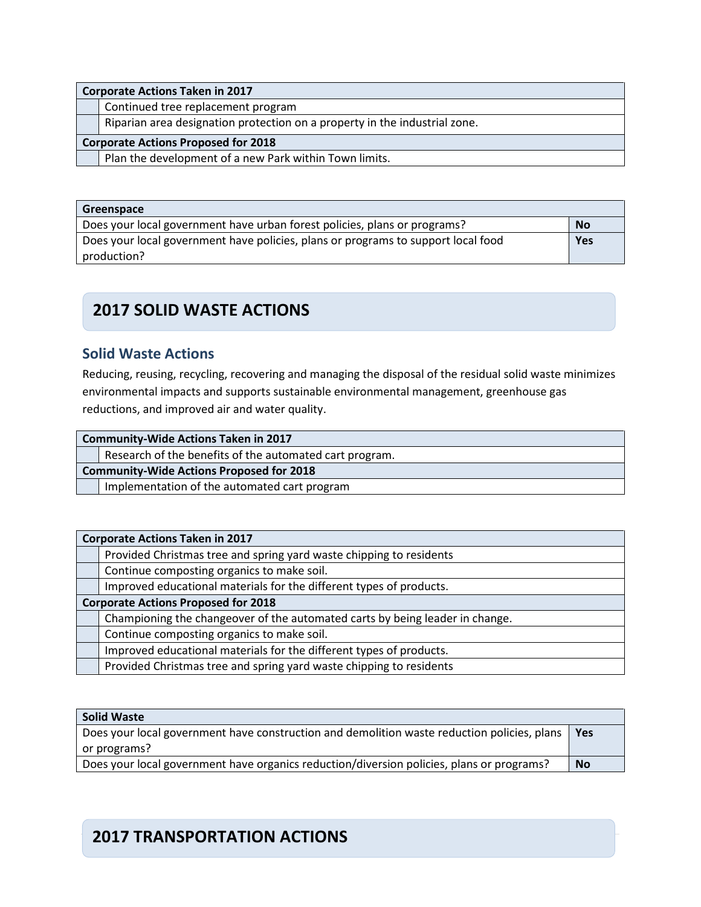| Corporate Actions Taken in 2017 | |
|---|---|
| | Continued tree replacement program |
| | Riparian area designation protection on a property in the industrial zone. |
| **Corporate Actions Proposed for 2018** | |
| | Plan the development of a new Park within Town limits. |

| Greenspace | |
|---|---|
| Does your local government have urban forest policies, plans or programs? | **No** |
| Does your local government have policies, plans or programs to support local food production? | **Yes** |

## 2017 SOLID WASTE ACTIONS

### Solid Waste Actions

Reducing, reusing, recycling, recovering and managing the disposal of the residual solid waste minimizes environmental impacts and supports sustainable environmental management, greenhouse gas reductions, and improved air and water quality.

| Community-Wide Actions Taken in 2017 | |
|---|---|
| | Research of the benefits of the automated cart program. |
| **Community-Wide Actions Proposed for 2018** | |
| | Implementation of the automated cart program |

| Corporate Actions Taken in 2017 | |
|---|---|
| | Provided Christmas tree and spring yard waste chipping to residents |
| | Continue composting organics to make soil. |
| | Improved educational materials for the different types of products. |
| **Corporate Actions Proposed for 2018** | |
| | Championing the changeover of the automated carts by being leader in change. |
| | Continue composting organics to make soil. |
| | Improved educational materials for the different types of products. |
| | Provided Christmas tree and spring yard waste chipping to residents |

| Solid Waste | |
|---|---|
| Does your local government have construction and demolition waste reduction policies, plans or programs? | **Yes** |
| Does your local government have organics reduction/diversion policies, plans or programs? | **No** |

## 2017 TRANSPORTATION ACTIONS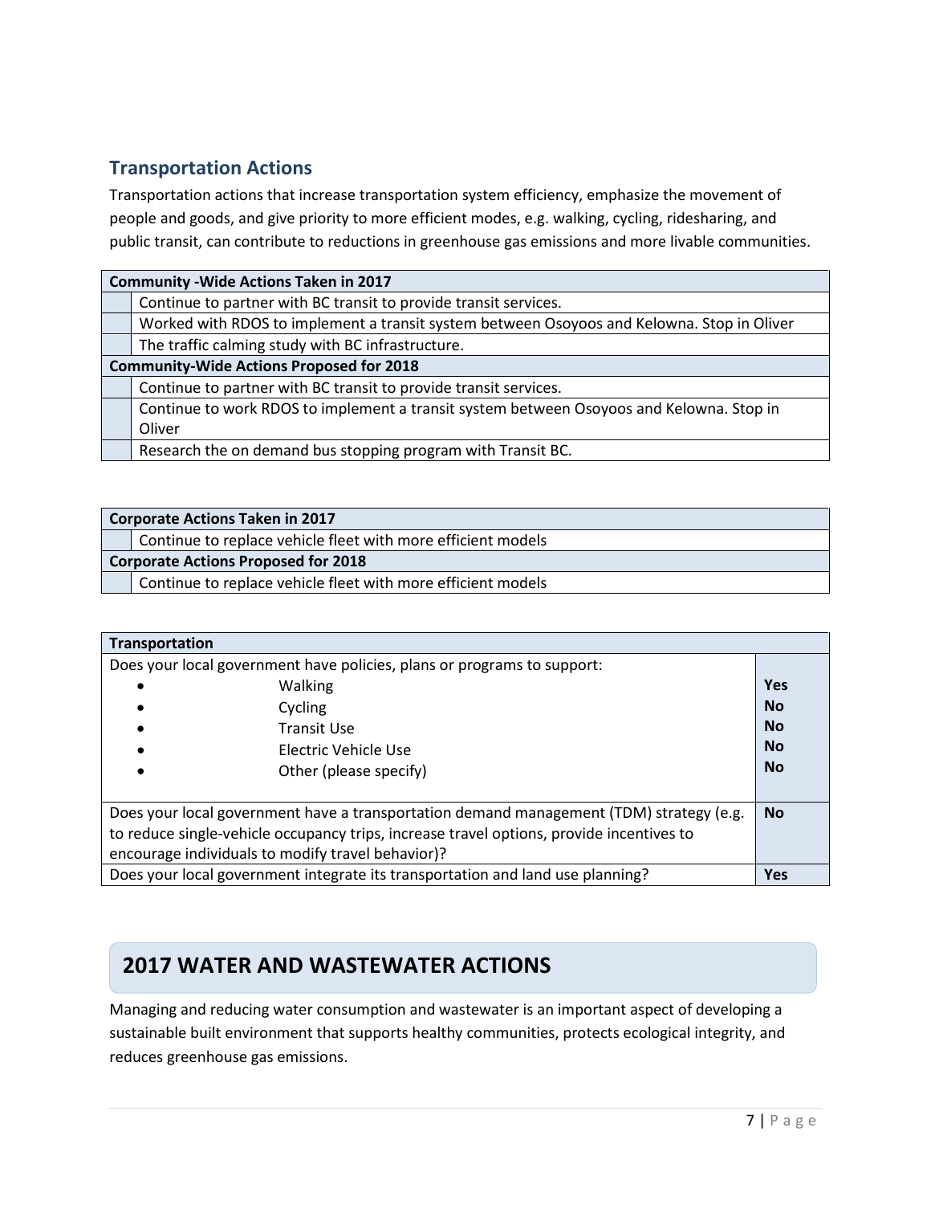## Transportation Actions

Transportation actions that increase transportation system efficiency, emphasize the movement of people and goods, and give priority to more efficient modes, e.g. walking, cycling, ridesharing, and public transit, can contribute to reductions in greenhouse gas emissions and more livable communities.

| **Community -Wide Actions Taken in 2017** | |
|---|---|
| | Continue to partner with BC transit to provide transit services. |
| | Worked with RDOS to implement a transit system between Osoyoos and Kelowna. Stop in Oliver |
| | The traffic calming study with BC infrastructure. |
| **Community-Wide Actions Proposed for 2018** | |
| | Continue to partner with BC transit to provide transit services. |
| | Continue to work RDOS to implement a transit system between Osoyoos and Kelowna. Stop in Oliver |
| | Research the on demand bus stopping program with Transit BC. |

| **Corporate Actions Taken in 2017** | |
|---|---|
| | Continue to replace vehicle fleet with more efficient models |
| **Corporate Actions Proposed for 2018** | |
| | Continue to replace vehicle fleet with more efficient models |

| **Transportation** | |
|---|---|
| Does your local government have policies, plans or programs to support: | |
| • Walking | **Yes** |
| • Cycling | **No** |
| • Transit Use | **No** |
| • Electric Vehicle Use | **No** |
| • Other (please specify) | **No** |
| Does your local government have a transportation demand management (TDM) strategy (e.g. to reduce single-vehicle occupancy trips, increase travel options, provide incentives to encourage individuals to modify travel behavior)? | **No** |
| Does your local government integrate its transportation and land use planning? | **Yes** |

## 2017 WATER AND WASTEWATER ACTIONS

Managing and reducing water consumption and wastewater is an important aspect of developing a sustainable built environment that supports healthy communities, protects ecological integrity, and reduces greenhouse gas emissions.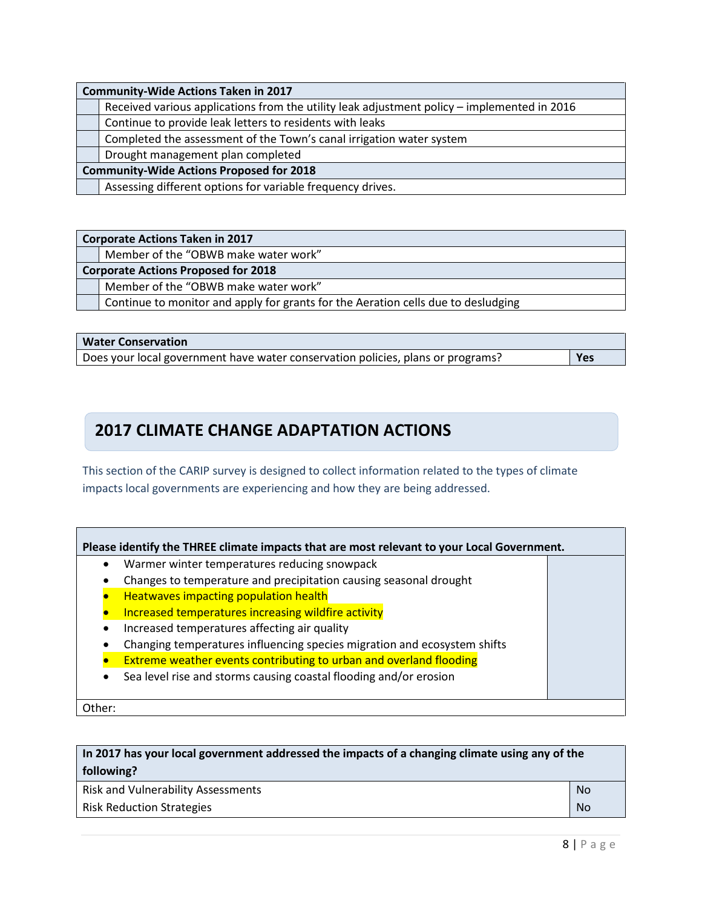| Community-Wide Actions Taken in 2017 | |
|---|---|
| | Received various applications from the utility leak adjustment policy – implemented in 2016 |
| | Continue to provide leak letters to residents with leaks |
| | Completed the assessment of the Town's canal irrigation water system |
| | Drought management plan completed |
| **Community-Wide Actions Proposed for 2018** | |
| | Assessing different options for variable frequency drives. |

| Corporate Actions Taken in 2017 | |
|---|---|
| | Member of the "OBWB make water work" |
| **Corporate Actions Proposed for 2018** | |
| | Member of the "OBWB make water work" |
| | Continue to monitor and apply for grants for the Aeration cells due to desludging |

| Water Conservation | |
|---|---|
| Does your local government have water conservation policies, plans or programs? | **Yes** |

## 2017 CLIMATE CHANGE ADAPTATION ACTIONS

This section of the CARIP survey is designed to collect information related to the types of climate impacts local governments are experiencing and how they are being addressed.

**Please identify the THREE climate impacts that are most relevant to your Local Government.**

- Warmer winter temperatures reducing snowpack
- Changes to temperature and precipitation causing seasonal drought
- Heatwaves impacting population health
- Increased temperatures increasing wildfire activity
- Increased temperatures affecting air quality
- Changing temperatures influencing species migration and ecosystem shifts
- Extreme weather events contributing to urban and overland flooding
- Sea level rise and storms causing coastal flooding and/or erosion

Other:

| In 2017 has your local government addressed the impacts of a changing climate using any of the following? | |
|---|---|
| Risk and Vulnerability Assessments | No |
| Risk Reduction Strategies | No |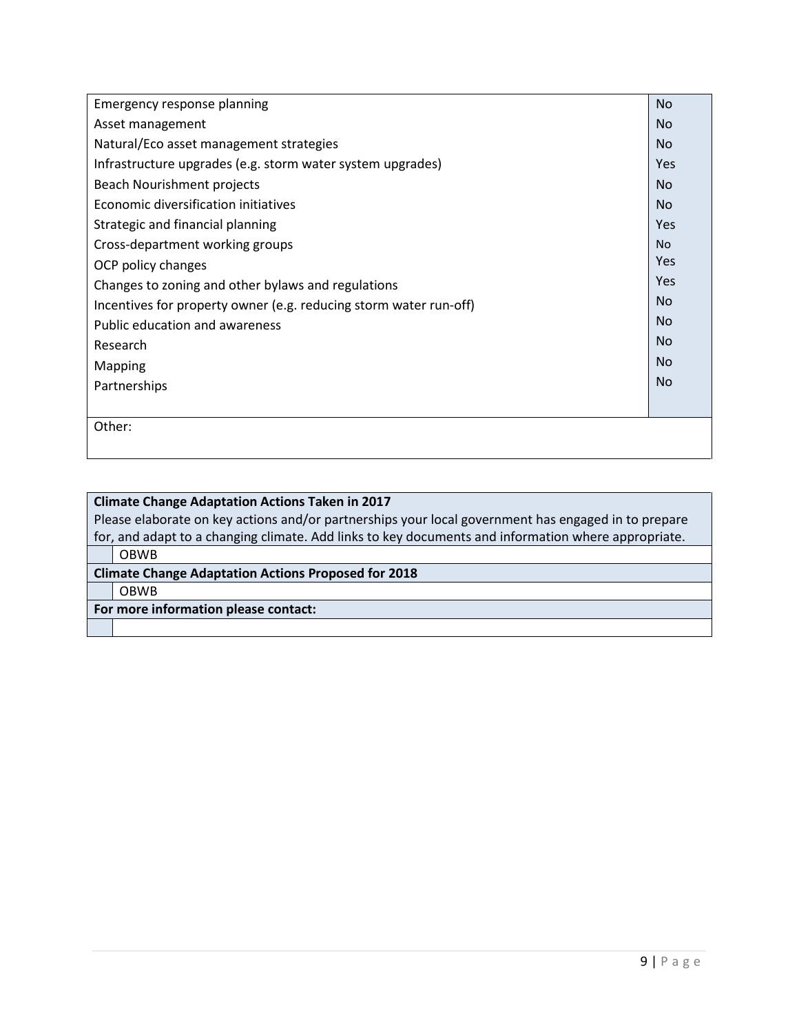| | |
|---|---|
| Emergency response planning | No |
| Asset management | No |
| Natural/Eco asset management strategies | No |
| Infrastructure upgrades (e.g. storm water system upgrades) | Yes |
| Beach Nourishment projects | No |
| Economic diversification initiatives | No |
| Strategic and financial planning | Yes |
| Cross-department working groups | No |
| OCP policy changes | Yes |
| Changes to zoning and other bylaws and regulations | Yes |
| Incentives for property owner (e.g. reducing storm water run-off) | No |
| Public education and awareness | No |
| Research | No |
| Mapping | No |
| Partnerships | No |
| Other: | |

| **Climate Change Adaptation Actions Taken in 2017** |
|---|
| Please elaborate on key actions and/or partnerships your local government has engaged in to prepare for, and adapt to a changing climate. Add links to key documents and information where appropriate. |
| OBWB |
| **Climate Change Adaptation Actions Proposed for 2018** |
| OBWB |
| **For more information please contact:** |
| |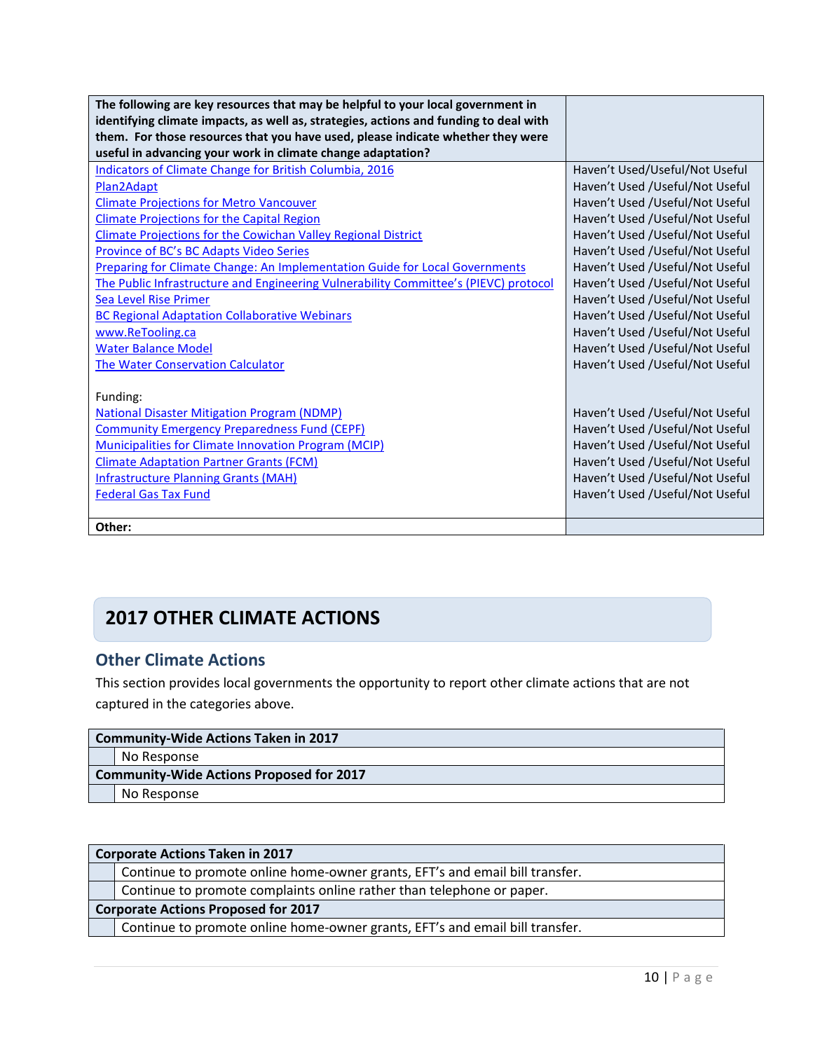| The following are key resources that may be helpful to your local government in identifying climate impacts, as well as, strategies, actions and funding to deal with them. For those resources that you have used, please indicate whether they were useful in advancing your work in climate change adaptation? | |
|---|---|
| Indicators of Climate Change for British Columbia, 2016 | Haven't Used/Useful/Not Useful |
| Plan2Adapt | Haven't Used /Useful/Not Useful |
| Climate Projections for Metro Vancouver | Haven't Used /Useful/Not Useful |
| Climate Projections for the Capital Region | Haven't Used /Useful/Not Useful |
| Climate Projections for the Cowichan Valley Regional District | Haven't Used /Useful/Not Useful |
| Province of BC's BC Adapts Video Series | Haven't Used /Useful/Not Useful |
| Preparing for Climate Change: An Implementation Guide for Local Governments | Haven't Used /Useful/Not Useful |
| The Public Infrastructure and Engineering Vulnerability Committee's (PIEVC) protocol | Haven't Used /Useful/Not Useful |
| Sea Level Rise Primer | Haven't Used /Useful/Not Useful |
| BC Regional Adaptation Collaborative Webinars | Haven't Used /Useful/Not Useful |
| www.ReTooling.ca | Haven't Used /Useful/Not Useful |
| Water Balance Model | Haven't Used /Useful/Not Useful |
| The Water Conservation Calculator | Haven't Used /Useful/Not Useful |
| Funding: | |
| National Disaster Mitigation Program (NDMP) | Haven't Used /Useful/Not Useful |
| Community Emergency Preparedness Fund (CEPF) | Haven't Used /Useful/Not Useful |
| Municipalities for Climate Innovation Program (MCIP) | Haven't Used /Useful/Not Useful |
| Climate Adaptation Partner Grants (FCM) | Haven't Used /Useful/Not Useful |
| Infrastructure Planning Grants (MAH) | Haven't Used /Useful/Not Useful |
| Federal Gas Tax Fund | Haven't Used /Useful/Not Useful |
| **Other:** | |

# 2017 OTHER CLIMATE ACTIONS

## Other Climate Actions

This section provides local governments the opportunity to report other climate actions that are not captured in the categories above.

| **Community-Wide Actions Taken in 2017** | |
|---|---|
| | No Response |
| **Community-Wide Actions Proposed for 2017** | |
| | No Response |

| **Corporate Actions Taken in 2017** | |
|---|---|
| | Continue to promote online home-owner grants, EFT's and email bill transfer. |
| | Continue to promote complaints online rather than telephone or paper. |
| **Corporate Actions Proposed for 2017** | |
| | Continue to promote online home-owner grants, EFT's and email bill transfer. |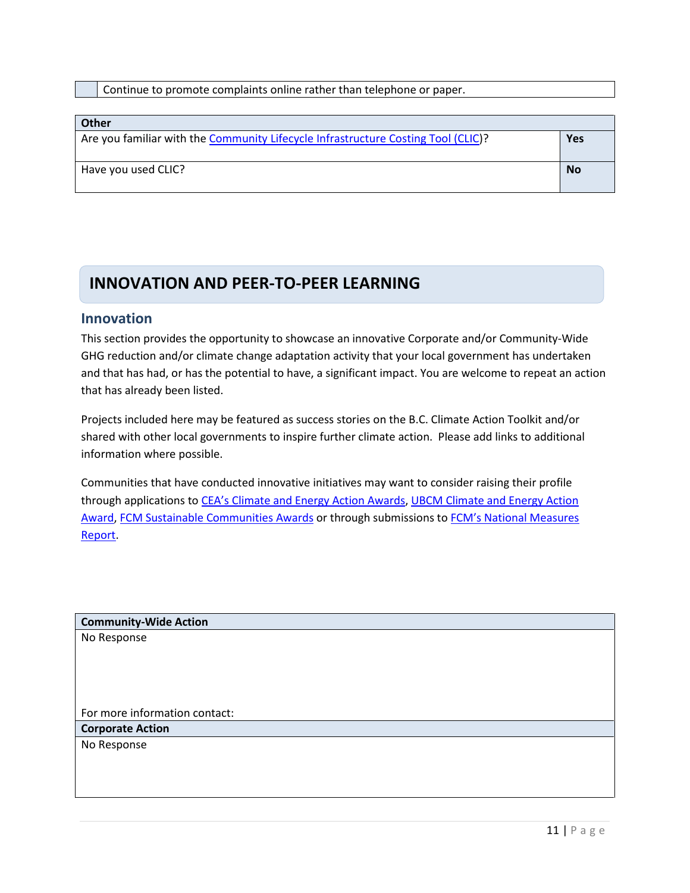| | Continue to promote complaints online rather than telephone or paper. |
|---|---|

| Other | |
|---|---|
| Are you familiar with the Community Lifecycle Infrastructure Costing Tool (CLIC)? | **Yes** |
| Have you used CLIC? | **No** |

# INNOVATION AND PEER-TO-PEER LEARNING

## Innovation

This section provides the opportunity to showcase an innovative Corporate and/or Community-Wide GHG reduction and/or climate change adaptation activity that your local government has undertaken and that has had, or has the potential to have, a significant impact. You are welcome to repeat an action that has already been listed.

Projects included here may be featured as success stories on the B.C. Climate Action Toolkit and/or shared with other local governments to inspire further climate action. Please add links to additional information where possible.

Communities that have conducted innovative initiatives may want to consider raising their profile through applications to CEA's Climate and Energy Action Awards, UBCM Climate and Energy Action Award, FCM Sustainable Communities Awards or through submissions to FCM's National Measures Report.

| Community-Wide Action |
|---|
| No Response<br><br>For more information contact: |
| **Corporate Action** |
| No Response |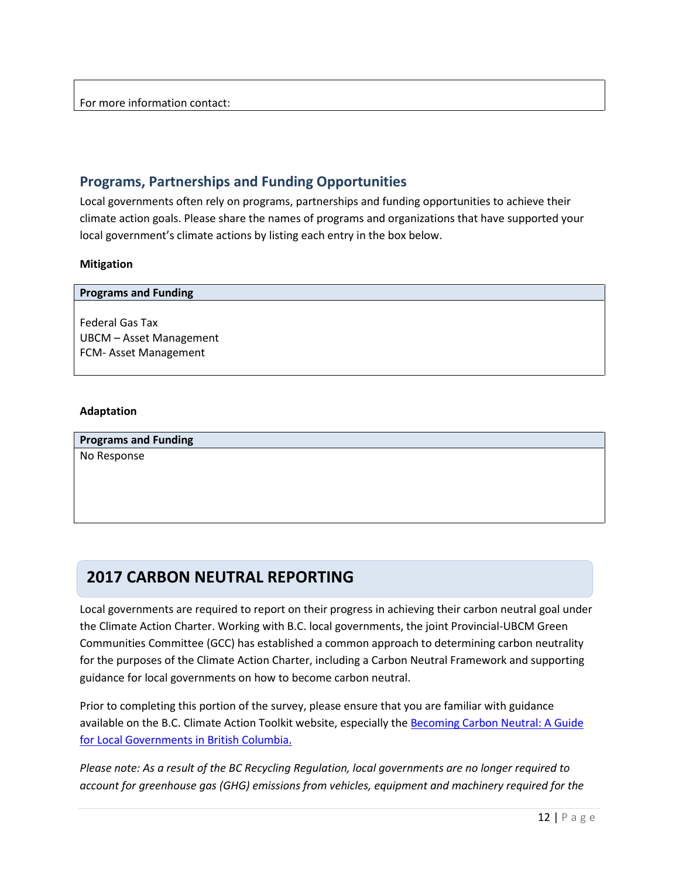| For more information contact: |
| --- |

## Programs, Partnerships and Funding Opportunities

Local governments often rely on programs, partnerships and funding opportunities to achieve their climate action goals. Please share the names of programs and organizations that have supported your local government's climate actions by listing each entry in the box below.

**Mitigation**

| Programs and Funding |
| --- |
| Federal Gas Tax<br>UBCM – Asset Management<br>FCM- Asset Management |

**Adaptation**

| Programs and Funding |
| --- |
| No Response |

# 2017 CARBON NEUTRAL REPORTING

Local governments are required to report on their progress in achieving their carbon neutral goal under the Climate Action Charter. Working with B.C. local governments, the joint Provincial-UBCM Green Communities Committee (GCC) has established a common approach to determining carbon neutrality for the purposes of the Climate Action Charter, including a Carbon Neutral Framework and supporting guidance for local governments on how to become carbon neutral.

Prior to completing this portion of the survey, please ensure that you are familiar with guidance available on the B.C. Climate Action Toolkit website, especially the [Becoming Carbon Neutral: A Guide for Local Governments in British Columbia.]

*Please note: As a result of the BC Recycling Regulation, local governments are no longer required to account for greenhouse gas (GHG) emissions from vehicles, equipment and machinery required for the*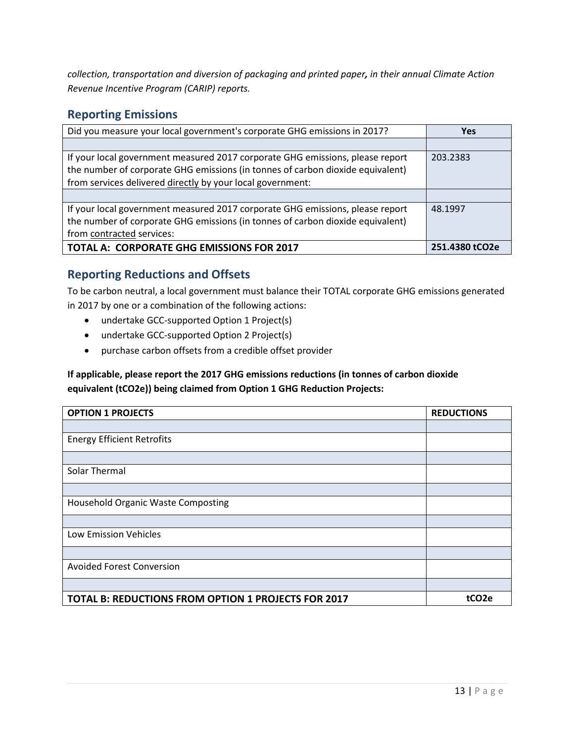*collection, transportation and diversion of packaging and printed paper, in their annual Climate Action Revenue Incentive Program (CARIP) reports.*

## Reporting Emissions

| Did you measure your local government's corporate GHG emissions in 2017? | **Yes** |
|---|---|
| | |
| If your local government measured 2017 corporate GHG emissions, please report the number of corporate GHG emissions (in tonnes of carbon dioxide equivalent) from services delivered directly by your local government: | 203.2383 |
| | |
| If your local government measured 2017 corporate GHG emissions, please report the number of corporate GHG emissions (in tonnes of carbon dioxide equivalent) from contracted services: | 48.1997 |
| **TOTAL A: CORPORATE GHG EMISSIONS FOR 2017** | **251.4380 tCO2e** |

## Reporting Reductions and Offsets

To be carbon neutral, a local government must balance their TOTAL corporate GHG emissions generated in 2017 by one or a combination of the following actions:

- undertake GCC-supported Option 1 Project(s)
- undertake GCC-supported Option 2 Project(s)
- purchase carbon offsets from a credible offset provider

**If applicable, please report the 2017 GHG emissions reductions (in tonnes of carbon dioxide equivalent (tCO2e)) being claimed from Option 1 GHG Reduction Projects:**

| **OPTION 1 PROJECTS** | **REDUCTIONS** |
|---|---|
| | |
| Energy Efficient Retrofits | |
| | |
| Solar Thermal | |
| | |
| Household Organic Waste Composting | |
| | |
| Low Emission Vehicles | |
| | |
| Avoided Forest Conversion | |
| | |
| **TOTAL B: REDUCTIONS FROM OPTION 1 PROJECTS FOR 2017** | **tCO2e** |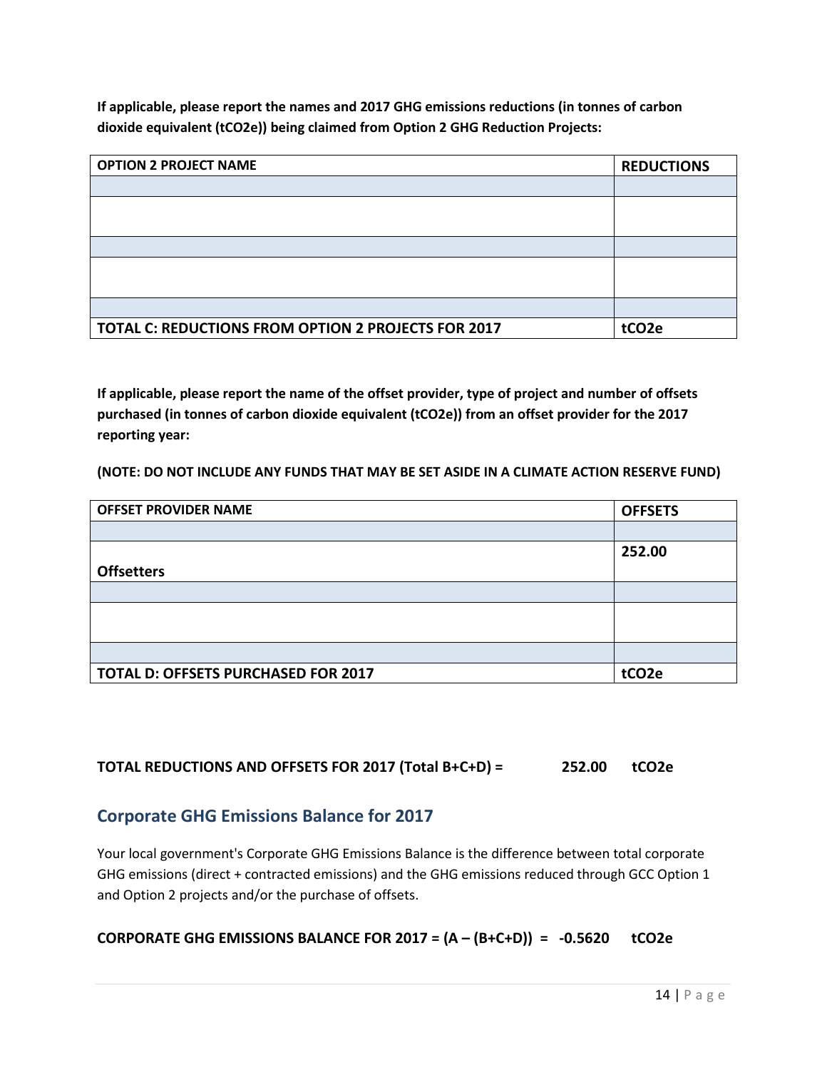**If applicable, please report the names and 2017 GHG emissions reductions (in tonnes of carbon dioxide equivalent (tCO2e)) being claimed from Option 2 GHG Reduction Projects:**

| OPTION 2 PROJECT NAME | REDUCTIONS |
|---|---|
| | |
| | |
| | |
| | |
| | |
| **TOTAL C: REDUCTIONS FROM OPTION 2 PROJECTS FOR 2017** | **tCO2e** |

**If applicable, please report the name of the offset provider, type of project and number of offsets purchased (in tonnes of carbon dioxide equivalent (tCO2e)) from an offset provider for the 2017 reporting year:**

**(NOTE: DO NOT INCLUDE ANY FUNDS THAT MAY BE SET ASIDE IN A CLIMATE ACTION RESERVE FUND)**

| OFFSET PROVIDER NAME | OFFSETS |
|---|---|
| | |
| **Offsetters** | **252.00** |
| | |
| | |
| | |
| **TOTAL D: OFFSETS PURCHASED FOR 2017** | **tCO2e** |

**TOTAL REDUCTIONS AND OFFSETS FOR 2017 (Total B+C+D) = 252.00 tCO2e**

## Corporate GHG Emissions Balance for 2017

Your local government's Corporate GHG Emissions Balance is the difference between total corporate GHG emissions (direct + contracted emissions) and the GHG emissions reduced through GCC Option 1 and Option 2 projects and/or the purchase of offsets.

**CORPORATE GHG EMISSIONS BALANCE FOR 2017 = (A – (B+C+D)) = -0.5620 tCO2e**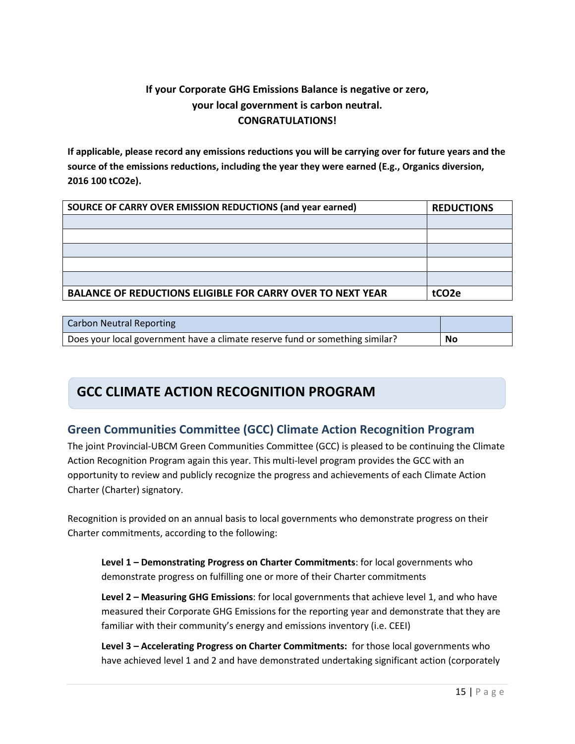**If your Corporate GHG Emissions Balance is negative or zero, your local government is carbon neutral. CONGRATULATIONS!**

**If applicable, please record any emissions reductions you will be carrying over for future years and the source of the emissions reductions, including the year they were earned (E.g., Organics diversion, 2016 100 tCO2e).**

| SOURCE OF CARRY OVER EMISSION REDUCTIONS (and year earned) | REDUCTIONS |
|---|---|
| | |
| | |
| | |
| | |
| | |
| **BALANCE OF REDUCTIONS ELIGIBLE FOR CARRY OVER TO NEXT YEAR** | **tCO2e** |

| Carbon Neutral Reporting | |
|---|---|
| Does your local government have a climate reserve fund or something similar? | **No** |

# GCC CLIMATE ACTION RECOGNITION PROGRAM

## Green Communities Committee (GCC) Climate Action Recognition Program

The joint Provincial-UBCM Green Communities Committee (GCC) is pleased to be continuing the Climate Action Recognition Program again this year. This multi-level program provides the GCC with an opportunity to review and publicly recognize the progress and achievements of each Climate Action Charter (Charter) signatory.

Recognition is provided on an annual basis to local governments who demonstrate progress on their Charter commitments, according to the following:

**Level 1 – Demonstrating Progress on Charter Commitments**: for local governments who demonstrate progress on fulfilling one or more of their Charter commitments

**Level 2 – Measuring GHG Emissions**: for local governments that achieve level 1, and who have measured their Corporate GHG Emissions for the reporting year and demonstrate that they are familiar with their community's energy and emissions inventory (i.e. CEEI)

**Level 3 – Accelerating Progress on Charter Commitments:** for those local governments who have achieved level 1 and 2 and have demonstrated undertaking significant action (corporately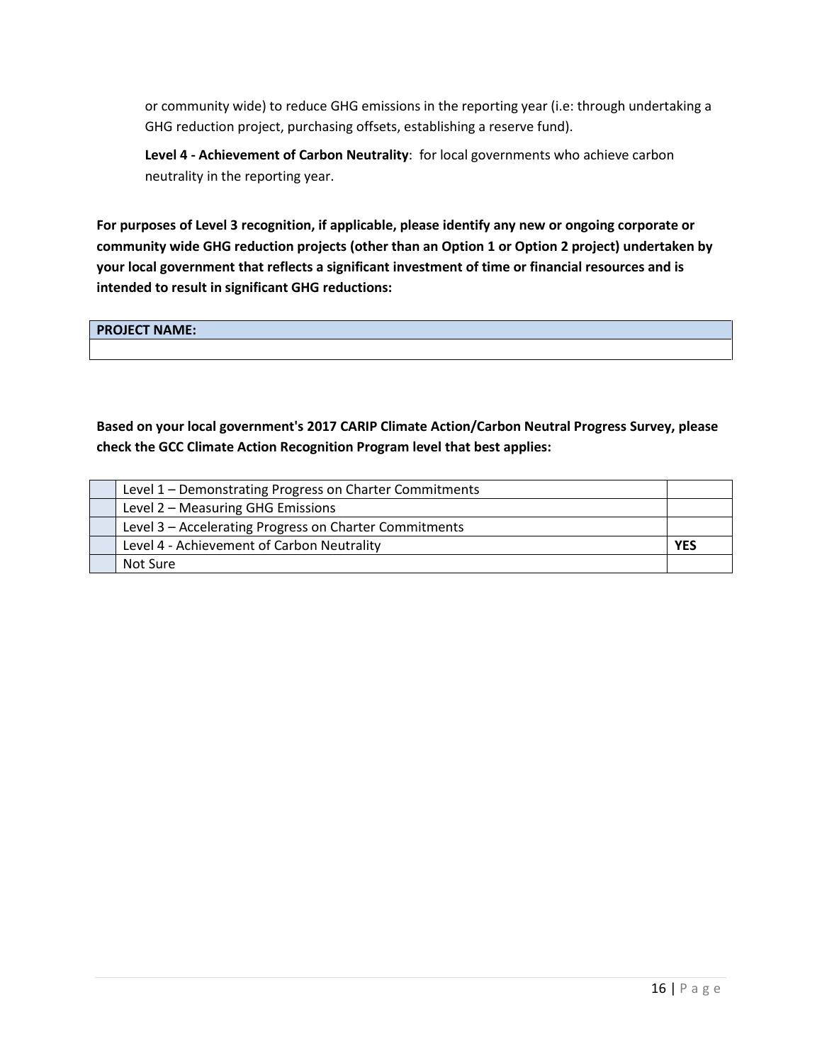or community wide) to reduce GHG emissions in the reporting year (i.e: through undertaking a GHG reduction project, purchasing offsets, establishing a reserve fund).

**Level 4 - Achievement of Carbon Neutrality**: for local governments who achieve carbon neutrality in the reporting year.

**For purposes of Level 3 recognition, if applicable, please identify any new or ongoing corporate or community wide GHG reduction projects (other than an Option 1 or Option 2 project) undertaken by your local government that reflects a significant investment of time or financial resources and is intended to result in significant GHG reductions:**

| PROJECT NAME: |
|---|
| |

**Based on your local government's 2017 CARIP Climate Action/Carbon Neutral Progress Survey, please check the GCC Climate Action Recognition Program level that best applies:**

| | | |
|---|---|---|
| | Level 1 – Demonstrating Progress on Charter Commitments | |
| | Level 2 – Measuring GHG Emissions | |
| | Level 3 – Accelerating Progress on Charter Commitments | |
| | Level 4 - Achievement of Carbon Neutrality | **YES** |
| | Not Sure | |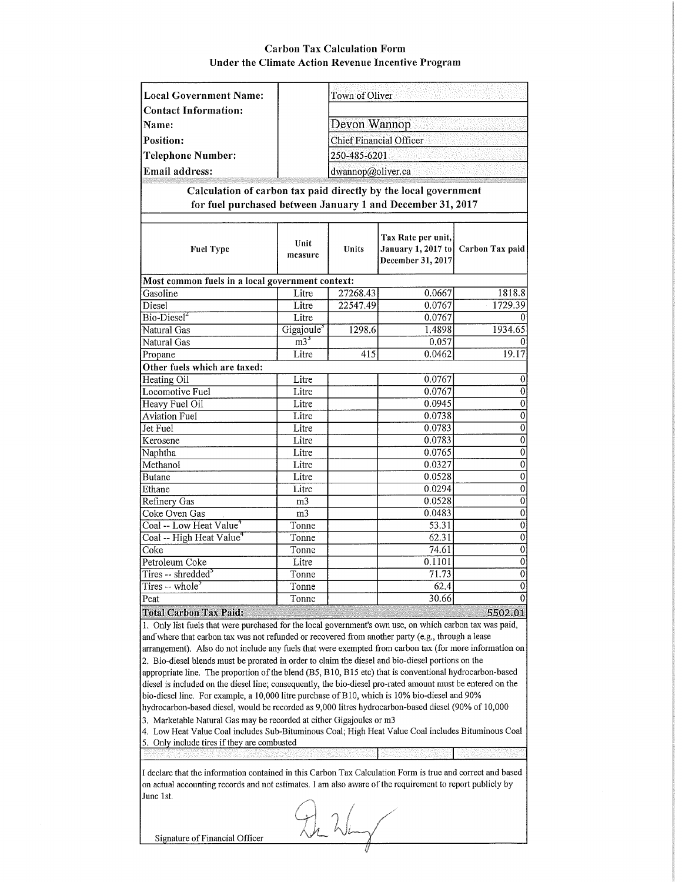# Carbon Tax Calculation Form
## Under the Climate Action Revenue Incentive Program

| | | |
|---|---|---|
| **Local Government Name:** | | Town of Oliver |
| **Contact Information:** | | |
| **Name:** | | Devon Wannop |
| **Position:** | | Chief Financial Officer |
| **Telephone Number:** | | 250-485-6201 |
| **Email address:** | | dwannop@oliver.ca |

**Calculation of carbon tax paid directly by the local government for fuel purchased between January 1 and December 31, 2017**

| Fuel Type | Unit measure | Units | Tax Rate per unit, January 1, 2017 to December 31, 2017 | Carbon Tax paid |
|---|---|---|---|---|
| **Most common fuels in a local government context:** | | | | |
| Gasoline | Litre | 27268.43 | 0.0667 | 1818.8 |
| Diesel | Litre | 22547.49 | 0.0767 | 1729.39 |
| Bio-Diesel[2] | Litre | | 0.0767 | 0 |
| Natural Gas | Gigajoule[3] | 1298.6 | 1.4898 | 1934.65 |
| Natural Gas | m3[3] | | 0.057 | 0 |
| Propane | Litre | 415 | 0.0462 | 19.17 |
| **Other fuels which are taxed:** | | | | |
| Heating Oil | Litre | | 0.0767 | 0 |
| Locomotive Fuel | Litre | | 0.0767 | 0 |
| Heavy Fuel Oil | Litre | | 0.0945 | 0 |
| Aviation Fuel | Litre | | 0.0738 | 0 |
| Jet Fuel | Litre | | 0.0783 | 0 |
| Kerosene | Litre | | 0.0783 | 0 |
| Naphtha | Litre | | 0.0765 | 0 |
| Methanol | Litre | | 0.0327 | 0 |
| Butane | Litre | | 0.0528 | 0 |
| Ethane | Litre | | 0.0294 | 0 |
| Refinery Gas | m3 | | 0.0528 | 0 |
| Coke Oven Gas | m3 | | 0.0483 | 0 |
| Coal -- Low Heat Value[4] | Tonne | | 53.31 | 0 |
| Coal -- High Heat Value[4] | Tonne | | 62.31 | 0 |
| Coke | Tonne | | 74.61 | 0 |
| Petroleum Coke | Litre | | 0.1101 | 0 |
| Tires -- shredded[5] | Tonne | | 71.73 | 0 |
| Tires -- whole[5] | Tonne | | 62.4 | 0 |
| Peat | Tonne | | 30.66 | 0 |
| **Total Carbon Tax Paid:** | | | | 5502.01 |

1. Only list fuels that were purchased for the local government's own use, on which carbon tax was paid, and where that carbon tax was not refunded or recovered from another party (e.g., through a lease arrangement). Also do not include any fuels that were exempted from carbon tax (for more information on
2. Bio-diesel blends must be prorated in order to claim the diesel and bio-diesel portions on the appropriate line. The proportion of the blend (B5, B10, B15 etc) that is conventional hydrocarbon-based diesel is included on the diesel line; consequently, the bio-diesel pro-rated amount must be entered on the bio-diesel line. For example, a 10,000 litre purchase of B10, which is 10% bio-diesel and 90% hydrocarbon-based diesel, would be recorded as 9,000 litres hydrocarbon-based diesel (90% of 10,000
3. Marketable Natural Gas may be recorded at either Gigajoules or m3
4. Low Heat Value Coal includes Sub-Bituminous Coal; High Heat Value Coal includes Bituminous Coal
5. Only include tires if they are combusted

I declare that the information contained in this Carbon Tax Calculation Form is true and correct and based on actual accounting records and not estimates. I am also aware of the requirement to report publicly by June 1st.

Signature of Financial Officer